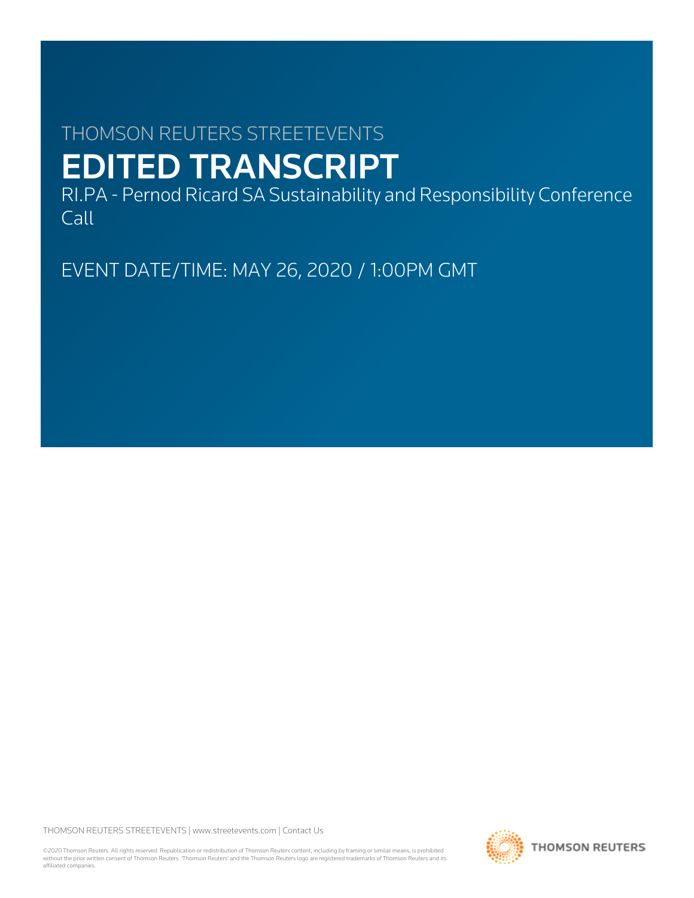THOMSON REUTERS STREETEVENTS

# EDITED TRANSCRIPT

RI.PA - Pernod Ricard SA Sustainability and Responsibility Conference Call

EVENT DATE/TIME: MAY 26, 2020 / 1:00PM GMT

THOMSON REUTERS STREETEVENTS | www.streetevents.com | Contact Us

©2020 Thomson Reuters. All rights reserved. Republication or redistribution of Thomson Reuters content, including by framing or similar means, is prohibited without the prior written consent of Thomson Reuters. 'Thomson Reuters' and the Thomson Reuters logo are registered trademarks of Thomson Reuters and its affiliated companies.

THOMSON REUTERS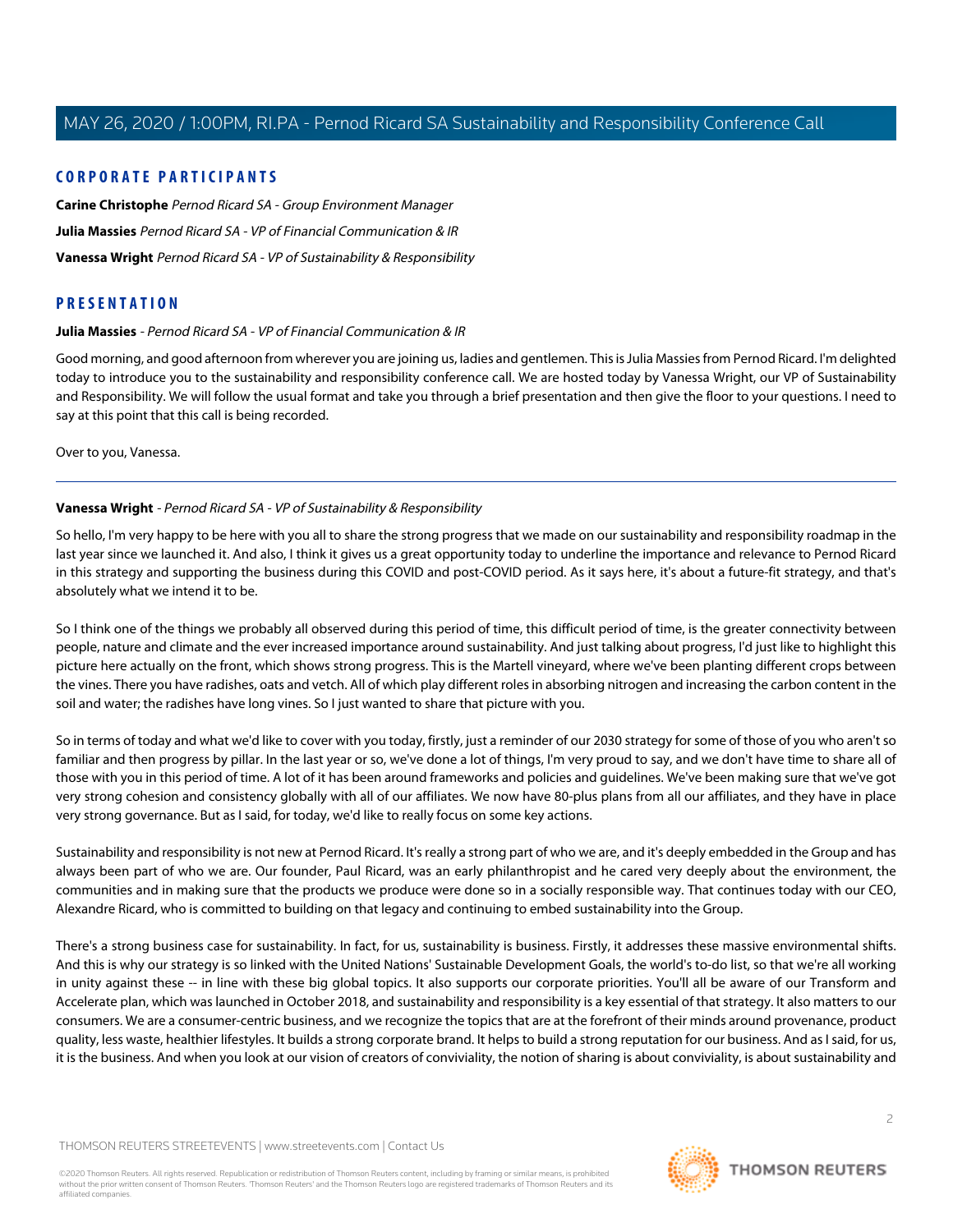## CORPORATE PARTICIPANTS

**Carine Christophe** *Pernod Ricard SA - Group Environment Manager*

**Julia Massies** *Pernod Ricard SA - VP of Financial Communication & IR*

**Vanessa Wright** *Pernod Ricard SA - VP of Sustainability & Responsibility*

## PRESENTATION

**Julia Massies** - *Pernod Ricard SA - VP of Financial Communication & IR*

Good morning, and good afternoon from wherever you are joining us, ladies and gentlemen. This is Julia Massies from Pernod Ricard. I'm delighted today to introduce you to the sustainability and responsibility conference call. We are hosted today by Vanessa Wright, our VP of Sustainability and Responsibility. We will follow the usual format and take you through a brief presentation and then give the floor to your questions. I need to say at this point that this call is being recorded.

Over to you, Vanessa.

---

**Vanessa Wright** - *Pernod Ricard SA - VP of Sustainability & Responsibility*

So hello, I'm very happy to be here with you all to share the strong progress that we made on our sustainability and responsibility roadmap in the last year since we launched it. And also, I think it gives us a great opportunity today to underline the importance and relevance to Pernod Ricard in this strategy and supporting the business during this COVID and post-COVID period. As it says here, it's about a future-fit strategy, and that's absolutely what we intend it to be.

So I think one of the things we probably all observed during this period of time, this difficult period of time, is the greater connectivity between people, nature and climate and the ever increased importance around sustainability. And just talking about progress, I'd just like to highlight this picture here actually on the front, which shows strong progress. This is the Martell vineyard, where we've been planting different crops between the vines. There you have radishes, oats and vetch. All of which play different roles in absorbing nitrogen and increasing the carbon content in the soil and water; the radishes have long vines. So I just wanted to share that picture with you.

So in terms of today and what we'd like to cover with you today, firstly, just a reminder of our 2030 strategy for some of those of you who aren't so familiar and then progress by pillar. In the last year or so, we've done a lot of things, I'm very proud to say, and we don't have time to share all of those with you in this period of time. A lot of it has been around frameworks and policies and guidelines. We've been making sure that we've got very strong cohesion and consistency globally with all of our affiliates. We now have 80-plus plans from all our affiliates, and they have in place very strong governance. But as I said, for today, we'd like to really focus on some key actions.

Sustainability and responsibility is not new at Pernod Ricard. It's really a strong part of who we are, and it's deeply embedded in the Group and has always been part of who we are. Our founder, Paul Ricard, was an early philanthropist and he cared very deeply about the environment, the communities and in making sure that the products we produce were done so in a socially responsible way. That continues today with our CEO, Alexandre Ricard, who is committed to building on that legacy and continuing to embed sustainability into the Group.

There's a strong business case for sustainability. In fact, for us, sustainability is business. Firstly, it addresses these massive environmental shifts. And this is why our strategy is so linked with the United Nations' Sustainable Development Goals, the world's to-do list, so that we're all working in unity against these -- in line with these big global topics. It also supports our corporate priorities. You'll all be aware of our Transform and Accelerate plan, which was launched in October 2018, and sustainability and responsibility is a key essential of that strategy. It also matters to our consumers. We are a consumer-centric business, and we recognize the topics that are at the forefront of their minds around provenance, product quality, less waste, healthier lifestyles. It builds a strong corporate brand. It helps to build a strong reputation for our business. And as I said, for us, it is the business. And when you look at our vision of creators of conviviality, the notion of sharing is about conviviality, is about sustainability and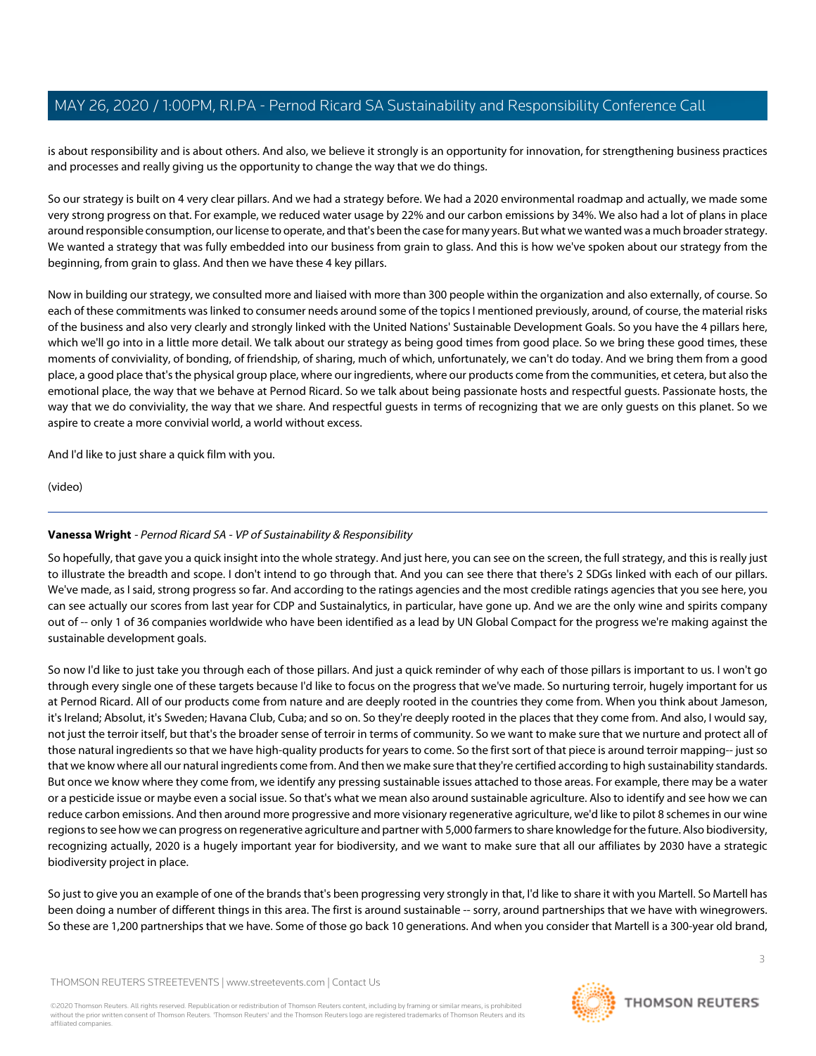is about responsibility and is about others. And also, we believe it strongly is an opportunity for innovation, for strengthening business practices and processes and really giving us the opportunity to change the way that we do things.

So our strategy is built on 4 very clear pillars. And we had a strategy before. We had a 2020 environmental roadmap and actually, we made some very strong progress on that. For example, we reduced water usage by 22% and our carbon emissions by 34%. We also had a lot of plans in place around responsible consumption, our license to operate, and that's been the case for many years. But what we wanted was a much broader strategy. We wanted a strategy that was fully embedded into our business from grain to glass. And this is how we've spoken about our strategy from the beginning, from grain to glass. And then we have these 4 key pillars.

Now in building our strategy, we consulted more and liaised with more than 300 people within the organization and also externally, of course. So each of these commitments was linked to consumer needs around some of the topics I mentioned previously, around, of course, the material risks of the business and also very clearly and strongly linked with the United Nations' Sustainable Development Goals. So you have the 4 pillars here, which we'll go into in a little more detail. We talk about our strategy as being good times from good place. So we bring these good times, these moments of conviviality, of bonding, of friendship, of sharing, much of which, unfortunately, we can't do today. And we bring them from a good place, a good place that's the physical group place, where our ingredients, where our products come from the communities, et cetera, but also the emotional place, the way that we behave at Pernod Ricard. So we talk about being passionate hosts and respectful guests. Passionate hosts, the way that we do conviviality, the way that we share. And respectful guests in terms of recognizing that we are only guests on this planet. So we aspire to create a more convivial world, a world without excess.

And I'd like to just share a quick film with you.

(video)

---

**Vanessa Wright** - *Pernod Ricard SA - VP of Sustainability & Responsibility*

So hopefully, that gave you a quick insight into the whole strategy. And just here, you can see on the screen, the full strategy, and this is really just to illustrate the breadth and scope. I don't intend to go through that. And you can see there that there's 2 SDGs linked with each of our pillars. We've made, as I said, strong progress so far. And according to the ratings agencies and the most credible ratings agencies that you see here, you can see actually our scores from last year for CDP and Sustainalytics, in particular, have gone up. And we are the only wine and spirits company out of -- only 1 of 36 companies worldwide who have been identified as a lead by UN Global Compact for the progress we're making against the sustainable development goals.

So now I'd like to just take you through each of those pillars. And just a quick reminder of why each of those pillars is important to us. I won't go through every single one of these targets because I'd like to focus on the progress that we've made. So nurturing terroir, hugely important for us at Pernod Ricard. All of our products come from nature and are deeply rooted in the countries they come from. When you think about Jameson, it's Ireland; Absolut, it's Sweden; Havana Club, Cuba; and so on. So they're deeply rooted in the places that they come from. And also, I would say, not just the terroir itself, but that's the broader sense of terroir in terms of community. So we want to make sure that we nurture and protect all of those natural ingredients so that we have high-quality products for years to come. So the first sort of that piece is around terroir mapping-- just so that we know where all our natural ingredients come from. And then we make sure that they're certified according to high sustainability standards. But once we know where they come from, we identify any pressing sustainable issues attached to those areas. For example, there may be a water or a pesticide issue or maybe even a social issue. So that's what we mean also around sustainable agriculture. Also to identify and see how we can reduce carbon emissions. And then around more progressive and more visionary regenerative agriculture, we'd like to pilot 8 schemes in our wine regions to see how we can progress on regenerative agriculture and partner with 5,000 farmers to share knowledge for the future. Also biodiversity, recognizing actually, 2020 is a hugely important year for biodiversity, and we want to make sure that all our affiliates by 2030 have a strategic biodiversity project in place.

So just to give you an example of one of the brands that's been progressing very strongly in that, I'd like to share it with you Martell. So Martell has been doing a number of different things in this area. The first is around sustainable -- sorry, around partnerships that we have with winegrowers. So these are 1,200 partnerships that we have. Some of those go back 10 generations. And when you consider that Martell is a 300-year old brand,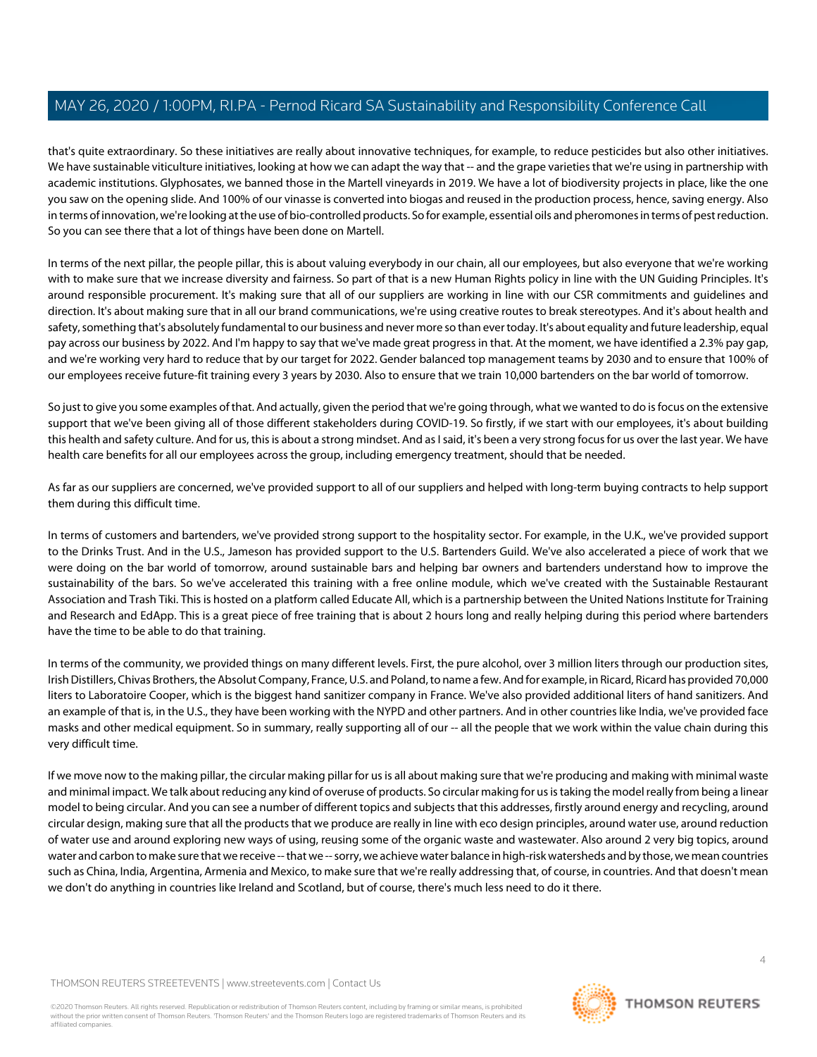that's quite extraordinary. So these initiatives are really about innovative techniques, for example, to reduce pesticides but also other initiatives. We have sustainable viticulture initiatives, looking at how we can adapt the way that -- and the grape varieties that we're using in partnership with academic institutions. Glyphosates, we banned those in the Martell vineyards in 2019. We have a lot of biodiversity projects in place, like the one you saw on the opening slide. And 100% of our vinasse is converted into biogas and reused in the production process, hence, saving energy. Also in terms of innovation, we're looking at the use of bio-controlled products. So for example, essential oils and pheromones in terms of pest reduction. So you can see there that a lot of things have been done on Martell.

In terms of the next pillar, the people pillar, this is about valuing everybody in our chain, all our employees, but also everyone that we're working with to make sure that we increase diversity and fairness. So part of that is a new Human Rights policy in line with the UN Guiding Principles. It's around responsible procurement. It's making sure that all of our suppliers are working in line with our CSR commitments and guidelines and direction. It's about making sure that in all our brand communications, we're using creative routes to break stereotypes. And it's about health and safety, something that's absolutely fundamental to our business and never more so than ever today. It's about equality and future leadership, equal pay across our business by 2022. And I'm happy to say that we've made great progress in that. At the moment, we have identified a 2.3% pay gap, and we're working very hard to reduce that by our target for 2022. Gender balanced top management teams by 2030 and to ensure that 100% of our employees receive future-fit training every 3 years by 2030. Also to ensure that we train 10,000 bartenders on the bar world of tomorrow.

So just to give you some examples of that. And actually, given the period that we're going through, what we wanted to do is focus on the extensive support that we've been giving all of those different stakeholders during COVID-19. So firstly, if we start with our employees, it's about building this health and safety culture. And for us, this is about a strong mindset. And as I said, it's been a very strong focus for us over the last year. We have health care benefits for all our employees across the group, including emergency treatment, should that be needed.

As far as our suppliers are concerned, we've provided support to all of our suppliers and helped with long-term buying contracts to help support them during this difficult time.

In terms of customers and bartenders, we've provided strong support to the hospitality sector. For example, in the U.K., we've provided support to the Drinks Trust. And in the U.S., Jameson has provided support to the U.S. Bartenders Guild. We've also accelerated a piece of work that we were doing on the bar world of tomorrow, around sustainable bars and helping bar owners and bartenders understand how to improve the sustainability of the bars. So we've accelerated this training with a free online module, which we've created with the Sustainable Restaurant Association and Trash Tiki. This is hosted on a platform called Educate All, which is a partnership between the United Nations Institute for Training and Research and EdApp. This is a great piece of free training that is about 2 hours long and really helping during this period where bartenders have the time to be able to do that training.

In terms of the community, we provided things on many different levels. First, the pure alcohol, over 3 million liters through our production sites, Irish Distillers, Chivas Brothers, the Absolut Company, France, U.S. and Poland, to name a few. And for example, in Ricard, Ricard has provided 70,000 liters to Laboratoire Cooper, which is the biggest hand sanitizer company in France. We've also provided additional liters of hand sanitizers. And an example of that is, in the U.S., they have been working with the NYPD and other partners. And in other countries like India, we've provided face masks and other medical equipment. So in summary, really supporting all of our -- all the people that we work within the value chain during this very difficult time.

If we move now to the making pillar, the circular making pillar for us is all about making sure that we're producing and making with minimal waste and minimal impact. We talk about reducing any kind of overuse of products. So circular making for us is taking the model really from being a linear model to being circular. And you can see a number of different topics and subjects that this addresses, firstly around energy and recycling, around circular design, making sure that all the products that we produce are really in line with eco design principles, around water use, around reduction of water use and around exploring new ways of using, reusing some of the organic waste and wastewater. Also around 2 very big topics, around water and carbon to make sure that we receive -- that we -- sorry, we achieve water balance in high-risk watersheds and by those, we mean countries such as China, India, Argentina, Armenia and Mexico, to make sure that we're really addressing that, of course, in countries. And that doesn't mean we don't do anything in countries like Ireland and Scotland, but of course, there's much less need to do it there.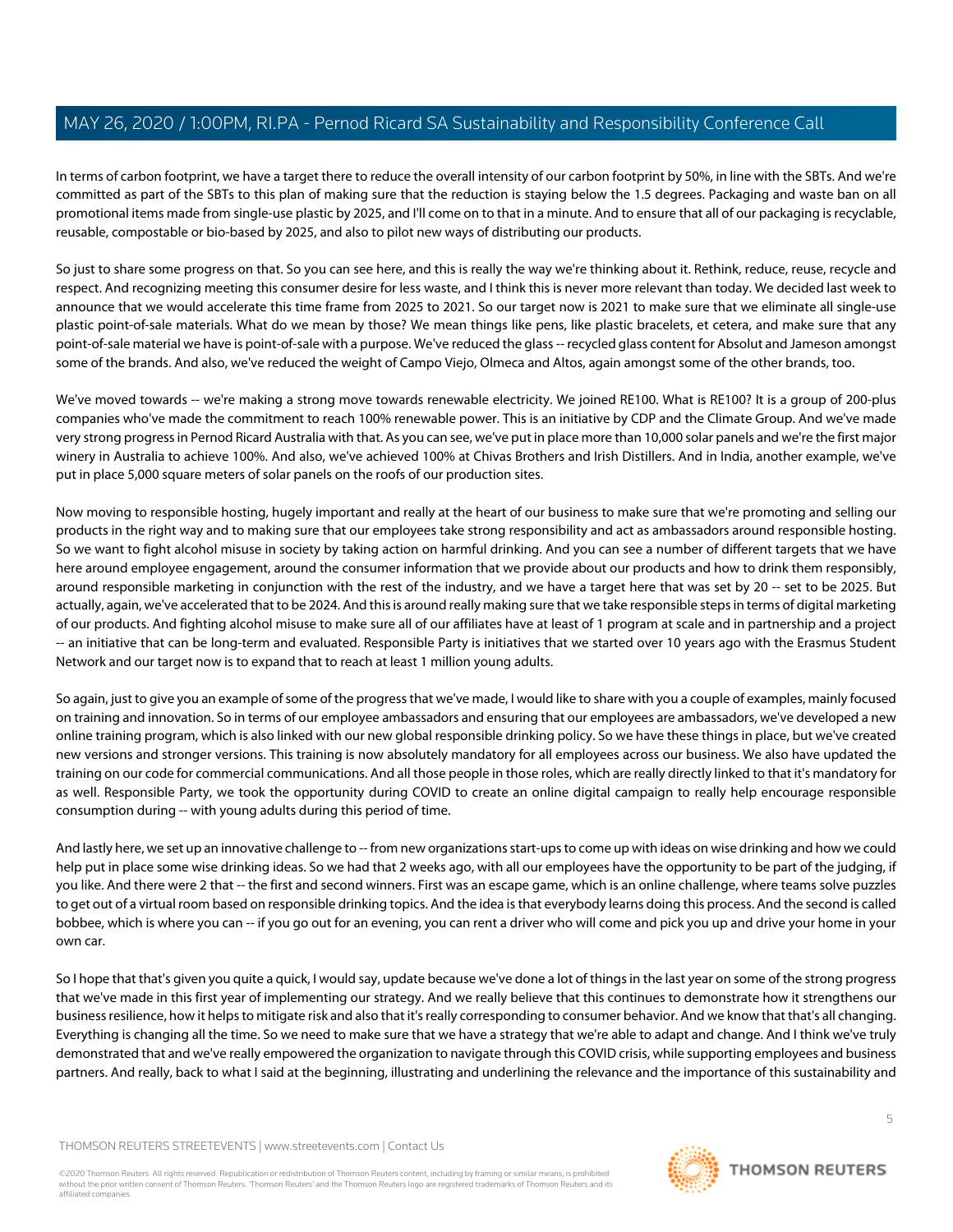In terms of carbon footprint, we have a target there to reduce the overall intensity of our carbon footprint by 50%, in line with the SBTs. And we're committed as part of the SBTs to this plan of making sure that the reduction is staying below the 1.5 degrees. Packaging and waste ban on all promotional items made from single-use plastic by 2025, and I'll come on to that in a minute. And to ensure that all of our packaging is recyclable, reusable, compostable or bio-based by 2025, and also to pilot new ways of distributing our products.

So just to share some progress on that. So you can see here, and this is really the way we're thinking about it. Rethink, reduce, reuse, recycle and respect. And recognizing meeting this consumer desire for less waste, and I think this is never more relevant than today. We decided last week to announce that we would accelerate this time frame from 2025 to 2021. So our target now is 2021 to make sure that we eliminate all single-use plastic point-of-sale materials. What do we mean by those? We mean things like pens, like plastic bracelets, et cetera, and make sure that any point-of-sale material we have is point-of-sale with a purpose. We've reduced the glass -- recycled glass content for Absolut and Jameson amongst some of the brands. And also, we've reduced the weight of Campo Viejo, Olmeca and Altos, again amongst some of the other brands, too.

We've moved towards -- we're making a strong move towards renewable electricity. We joined RE100. What is RE100? It is a group of 200-plus companies who've made the commitment to reach 100% renewable power. This is an initiative by CDP and the Climate Group. And we've made very strong progress in Pernod Ricard Australia with that. As you can see, we've put in place more than 10,000 solar panels and we're the first major winery in Australia to achieve 100%. And also, we've achieved 100% at Chivas Brothers and Irish Distillers. And in India, another example, we've put in place 5,000 square meters of solar panels on the roofs of our production sites.

Now moving to responsible hosting, hugely important and really at the heart of our business to make sure that we're promoting and selling our products in the right way and to making sure that our employees take strong responsibility and act as ambassadors around responsible hosting. So we want to fight alcohol misuse in society by taking action on harmful drinking. And you can see a number of different targets that we have here around employee engagement, around the consumer information that we provide about our products and how to drink them responsibly, around responsible marketing in conjunction with the rest of the industry, and we have a target here that was set by 20 -- set to be 2025. But actually, again, we've accelerated that to be 2024. And this is around really making sure that we take responsible steps in terms of digital marketing of our products. And fighting alcohol misuse to make sure all of our affiliates have at least of 1 program at scale and in partnership and a project -- an initiative that can be long-term and evaluated. Responsible Party is initiatives that we started over 10 years ago with the Erasmus Student Network and our target now is to expand that to reach at least 1 million young adults.

So again, just to give you an example of some of the progress that we've made, I would like to share with you a couple of examples, mainly focused on training and innovation. So in terms of our employee ambassadors and ensuring that our employees are ambassadors, we've developed a new online training program, which is also linked with our new global responsible drinking policy. So we have these things in place, but we've created new versions and stronger versions. This training is now absolutely mandatory for all employees across our business. We also have updated the training on our code for commercial communications. And all those people in those roles, which are really directly linked to that it's mandatory for as well. Responsible Party, we took the opportunity during COVID to create an online digital campaign to really help encourage responsible consumption during -- with young adults during this period of time.

And lastly here, we set up an innovative challenge to -- from new organizations start-ups to come up with ideas on wise drinking and how we could help put in place some wise drinking ideas. So we had that 2 weeks ago, with all our employees have the opportunity to be part of the judging, if you like. And there were 2 that -- the first and second winners. First was an escape game, which is an online challenge, where teams solve puzzles to get out of a virtual room based on responsible drinking topics. And the idea is that everybody learns doing this process. And the second is called bobbee, which is where you can -- if you go out for an evening, you can rent a driver who will come and pick you up and drive your home in your own car.

So I hope that that's given you quite a quick, I would say, update because we've done a lot of things in the last year on some of the strong progress that we've made in this first year of implementing our strategy. And we really believe that this continues to demonstrate how it strengthens our business resilience, how it helps to mitigate risk and also that it's really corresponding to consumer behavior. And we know that that's all changing. Everything is changing all the time. So we need to make sure that we have a strategy that we're able to adapt and change. And I think we've truly demonstrated that and we've really empowered the organization to navigate through this COVID crisis, while supporting employees and business partners. And really, back to what I said at the beginning, illustrating and underlining the relevance and the importance of this sustainability and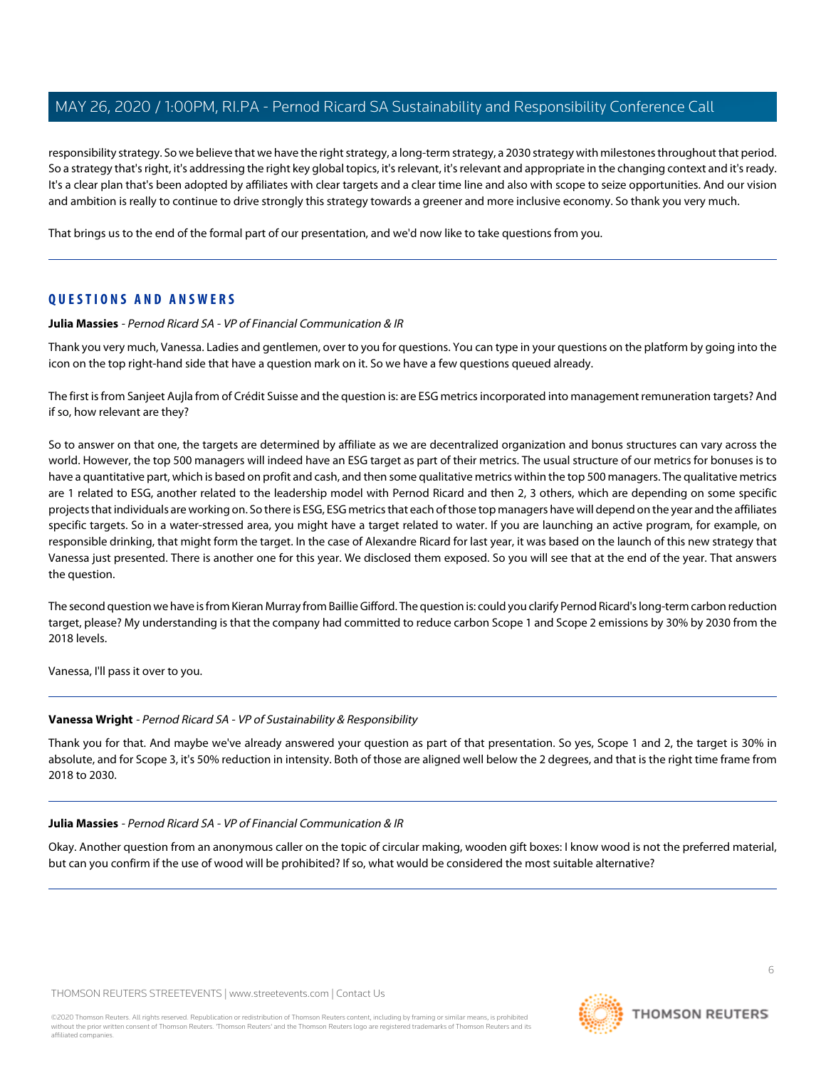responsibility strategy. So we believe that we have the right strategy, a long-term strategy, a 2030 strategy with milestones throughout that period. So a strategy that's right, it's addressing the right key global topics, it's relevant, it's relevant and appropriate in the changing context and it's ready. It's a clear plan that's been adopted by affiliates with clear targets and a clear time line and also with scope to seize opportunities. And our vision and ambition is really to continue to drive strongly this strategy towards a greener and more inclusive economy. So thank you very much.

That brings us to the end of the formal part of our presentation, and we'd now like to take questions from you.

## QUESTIONS AND ANSWERS

**Julia Massies** - *Pernod Ricard SA - VP of Financial Communication & IR*

Thank you very much, Vanessa. Ladies and gentlemen, over to you for questions. You can type in your questions on the platform by going into the icon on the top right-hand side that have a question mark on it. So we have a few questions queued already.

The first is from Sanjeet Aujla from of Crédit Suisse and the question is: are ESG metrics incorporated into management remuneration targets? And if so, how relevant are they?

So to answer on that one, the targets are determined by affiliate as we are decentralized organization and bonus structures can vary across the world. However, the top 500 managers will indeed have an ESG target as part of their metrics. The usual structure of our metrics for bonuses is to have a quantitative part, which is based on profit and cash, and then some qualitative metrics within the top 500 managers. The qualitative metrics are 1 related to ESG, another related to the leadership model with Pernod Ricard and then 2, 3 others, which are depending on some specific projects that individuals are working on. So there is ESG, ESG metrics that each of those top managers have will depend on the year and the affiliates specific targets. So in a water-stressed area, you might have a target related to water. If you are launching an active program, for example, on responsible drinking, that might form the target. In the case of Alexandre Ricard for last year, it was based on the launch of this new strategy that Vanessa just presented. There is another one for this year. We disclosed them exposed. So you will see that at the end of the year. That answers the question.

The second question we have is from Kieran Murray from Baillie Gifford. The question is: could you clarify Pernod Ricard's long-term carbon reduction target, please? My understanding is that the company had committed to reduce carbon Scope 1 and Scope 2 emissions by 30% by 2030 from the 2018 levels.

Vanessa, I'll pass it over to you.

**Vanessa Wright** - *Pernod Ricard SA - VP of Sustainability & Responsibility*

Thank you for that. And maybe we've already answered your question as part of that presentation. So yes, Scope 1 and 2, the target is 30% in absolute, and for Scope 3, it's 50% reduction in intensity. Both of those are aligned well below the 2 degrees, and that is the right time frame from 2018 to 2030.

**Julia Massies** - *Pernod Ricard SA - VP of Financial Communication & IR*

Okay. Another question from an anonymous caller on the topic of circular making, wooden gift boxes: I know wood is not the preferred material, but can you confirm if the use of wood will be prohibited? If so, what would be considered the most suitable alternative?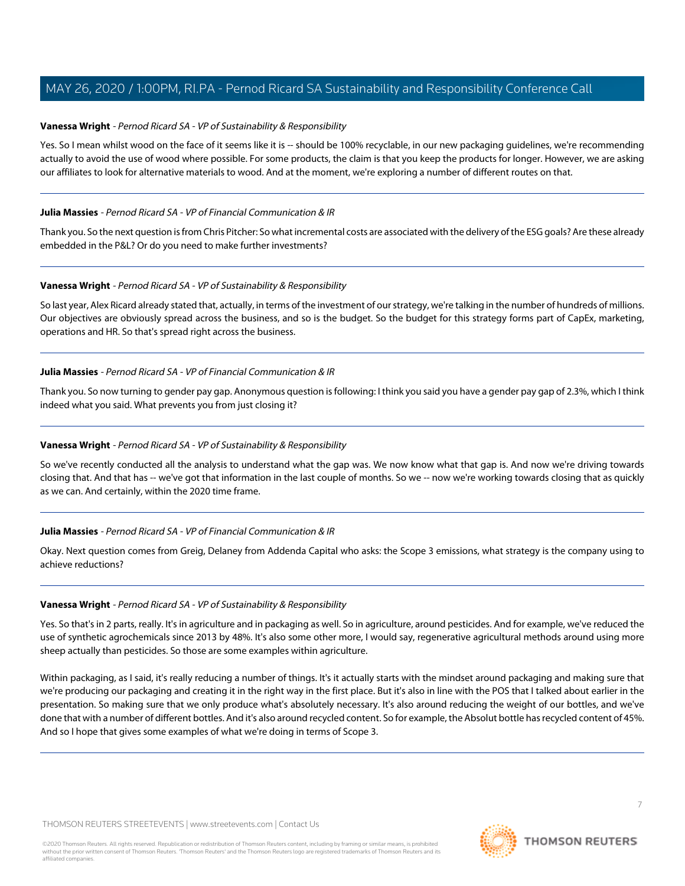**Vanessa Wright** - *Pernod Ricard SA - VP of Sustainability & Responsibility*

Yes. So I mean whilst wood on the face of it seems like it is -- should be 100% recyclable, in our new packaging guidelines, we're recommending actually to avoid the use of wood where possible. For some products, the claim is that you keep the products for longer. However, we are asking our affiliates to look for alternative materials to wood. And at the moment, we're exploring a number of different routes on that.

---

**Julia Massies** - *Pernod Ricard SA - VP of Financial Communication & IR*

Thank you. So the next question is from Chris Pitcher: So what incremental costs are associated with the delivery of the ESG goals? Are these already embedded in the P&L? Or do you need to make further investments?

---

**Vanessa Wright** - *Pernod Ricard SA - VP of Sustainability & Responsibility*

So last year, Alex Ricard already stated that, actually, in terms of the investment of our strategy, we're talking in the number of hundreds of millions. Our objectives are obviously spread across the business, and so is the budget. So the budget for this strategy forms part of CapEx, marketing, operations and HR. So that's spread right across the business.

---

**Julia Massies** - *Pernod Ricard SA - VP of Financial Communication & IR*

Thank you. So now turning to gender pay gap. Anonymous question is following: I think you said you have a gender pay gap of 2.3%, which I think indeed what you said. What prevents you from just closing it?

---

**Vanessa Wright** - *Pernod Ricard SA - VP of Sustainability & Responsibility*

So we've recently conducted all the analysis to understand what the gap was. We now know what that gap is. And now we're driving towards closing that. And that has -- we've got that information in the last couple of months. So we -- now we're working towards closing that as quickly as we can. And certainly, within the 2020 time frame.

---

**Julia Massies** - *Pernod Ricard SA - VP of Financial Communication & IR*

Okay. Next question comes from Greig, Delaney from Addenda Capital who asks: the Scope 3 emissions, what strategy is the company using to achieve reductions?

---

**Vanessa Wright** - *Pernod Ricard SA - VP of Sustainability & Responsibility*

Yes. So that's in 2 parts, really. It's in agriculture and in packaging as well. So in agriculture, around pesticides. And for example, we've reduced the use of synthetic agrochemicals since 2013 by 48%. It's also some other more, I would say, regenerative agricultural methods around using more sheep actually than pesticides. So those are some examples within agriculture.

Within packaging, as I said, it's really reducing a number of things. It's it actually starts with the mindset around packaging and making sure that we're producing our packaging and creating it in the right way in the first place. But it's also in line with the POS that I talked about earlier in the presentation. So making sure that we only produce what's absolutely necessary. It's also around reducing the weight of our bottles, and we've done that with a number of different bottles. And it's also around recycled content. So for example, the Absolut bottle has recycled content of 45%. And so I hope that gives some examples of what we're doing in terms of Scope 3.

---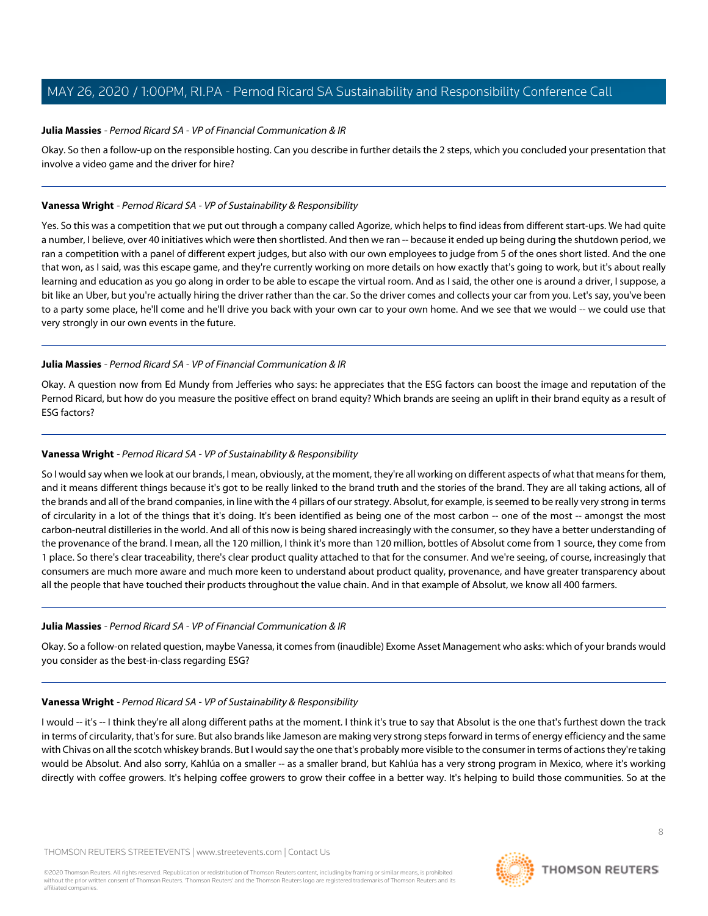**Julia Massies** - *Pernod Ricard SA - VP of Financial Communication & IR*

Okay. So then a follow-up on the responsible hosting. Can you describe in further details the 2 steps, which you concluded your presentation that involve a video game and the driver for hire?

---

**Vanessa Wright** - *Pernod Ricard SA - VP of Sustainability & Responsibility*

Yes. So this was a competition that we put out through a company called Agorize, which helps to find ideas from different start-ups. We had quite a number, I believe, over 40 initiatives which were then shortlisted. And then we ran -- because it ended up being during the shutdown period, we ran a competition with a panel of different expert judges, but also with our own employees to judge from 5 of the ones short listed. And the one that won, as I said, was this escape game, and they're currently working on more details on how exactly that's going to work, but it's about really learning and education as you go along in order to be able to escape the virtual room. And as I said, the other one is around a driver, I suppose, a bit like an Uber, but you're actually hiring the driver rather than the car. So the driver comes and collects your car from you. Let's say, you've been to a party some place, he'll come and he'll drive you back with your own car to your own home. And we see that we would -- we could use that very strongly in our own events in the future.

---

**Julia Massies** - *Pernod Ricard SA - VP of Financial Communication & IR*

Okay. A question now from Ed Mundy from Jefferies who says: he appreciates that the ESG factors can boost the image and reputation of the Pernod Ricard, but how do you measure the positive effect on brand equity? Which brands are seeing an uplift in their brand equity as a result of ESG factors?

---

**Vanessa Wright** - *Pernod Ricard SA - VP of Sustainability & Responsibility*

So I would say when we look at our brands, I mean, obviously, at the moment, they're all working on different aspects of what that means for them, and it means different things because it's got to be really linked to the brand truth and the stories of the brand. They are all taking actions, all of the brands and all of the brand companies, in line with the 4 pillars of our strategy. Absolut, for example, is seemed to be really very strong in terms of circularity in a lot of the things that it's doing. It's been identified as being one of the most carbon -- one of the most -- amongst the most carbon-neutral distilleries in the world. And all of this now is being shared increasingly with the consumer, so they have a better understanding of the provenance of the brand. I mean, all the 120 million, I think it's more than 120 million, bottles of Absolut come from 1 source, they come from 1 place. So there's clear traceability, there's clear product quality attached to that for the consumer. And we're seeing, of course, increasingly that consumers are much more aware and much more keen to understand about product quality, provenance, and have greater transparency about all the people that have touched their products throughout the value chain. And in that example of Absolut, we know all 400 farmers.

---

**Julia Massies** - *Pernod Ricard SA - VP of Financial Communication & IR*

Okay. So a follow-on related question, maybe Vanessa, it comes from (inaudible) Exome Asset Management who asks: which of your brands would you consider as the best-in-class regarding ESG?

---

**Vanessa Wright** - *Pernod Ricard SA - VP of Sustainability & Responsibility*

I would -- it's -- I think they're all along different paths at the moment. I think it's true to say that Absolut is the one that's furthest down the track in terms of circularity, that's for sure. But also brands like Jameson are making very strong steps forward in terms of energy efficiency and the same with Chivas on all the scotch whiskey brands. But I would say the one that's probably more visible to the consumer in terms of actions they're taking would be Absolut. And also sorry, Kahlúa on a smaller -- as a smaller brand, but Kahlúa has a very strong program in Mexico, where it's working directly with coffee growers. It's helping coffee growers to grow their coffee in a better way. It's helping to build those communities. So at the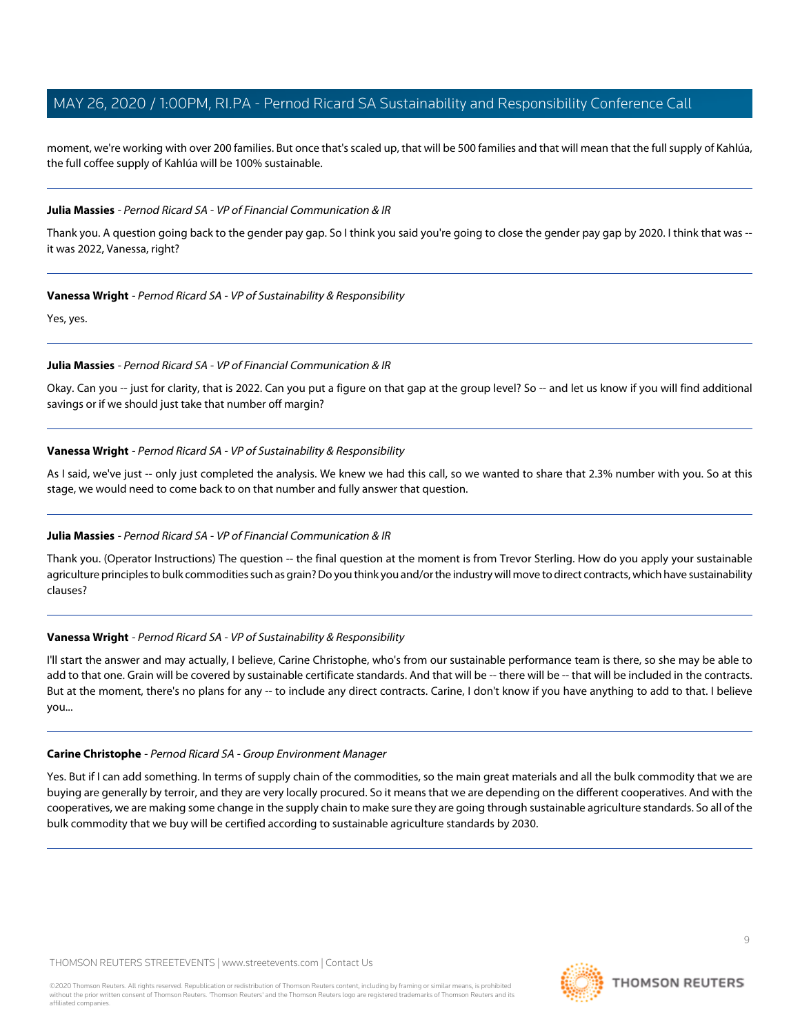moment, we're working with over 200 families. But once that's scaled up, that will be 500 families and that will mean that the full supply of Kahlúa, the full coffee supply of Kahlúa will be 100% sustainable.

---

**Julia Massies** - *Pernod Ricard SA - VP of Financial Communication & IR*

Thank you. A question going back to the gender pay gap. So I think you said you're going to close the gender pay gap by 2020. I think that was -- it was 2022, Vanessa, right?

---

**Vanessa Wright** - *Pernod Ricard SA - VP of Sustainability & Responsibility*

Yes, yes.

---

**Julia Massies** - *Pernod Ricard SA - VP of Financial Communication & IR*

Okay. Can you -- just for clarity, that is 2022. Can you put a figure on that gap at the group level? So -- and let us know if you will find additional savings or if we should just take that number off margin?

---

**Vanessa Wright** - *Pernod Ricard SA - VP of Sustainability & Responsibility*

As I said, we've just -- only just completed the analysis. We knew we had this call, so we wanted to share that 2.3% number with you. So at this stage, we would need to come back to on that number and fully answer that question.

---

**Julia Massies** - *Pernod Ricard SA - VP of Financial Communication & IR*

Thank you. (Operator Instructions) The question -- the final question at the moment is from Trevor Sterling. How do you apply your sustainable agriculture principles to bulk commodities such as grain? Do you think you and/or the industry will move to direct contracts, which have sustainability clauses?

---

**Vanessa Wright** - *Pernod Ricard SA - VP of Sustainability & Responsibility*

I'll start the answer and may actually, I believe, Carine Christophe, who's from our sustainable performance team is there, so she may be able to add to that one. Grain will be covered by sustainable certificate standards. And that will be -- there will be -- that will be included in the contracts. But at the moment, there's no plans for any -- to include any direct contracts. Carine, I don't know if you have anything to add to that. I believe you...

---

**Carine Christophe** - *Pernod Ricard SA - Group Environment Manager*

Yes. But if I can add something. In terms of supply chain of the commodities, so the main great materials and all the bulk commodity that we are buying are generally by terroir, and they are very locally procured. So it means that we are depending on the different cooperatives. And with the cooperatives, we are making some change in the supply chain to make sure they are going through sustainable agriculture standards. So all of the bulk commodity that we buy will be certified according to sustainable agriculture standards by 2030.

---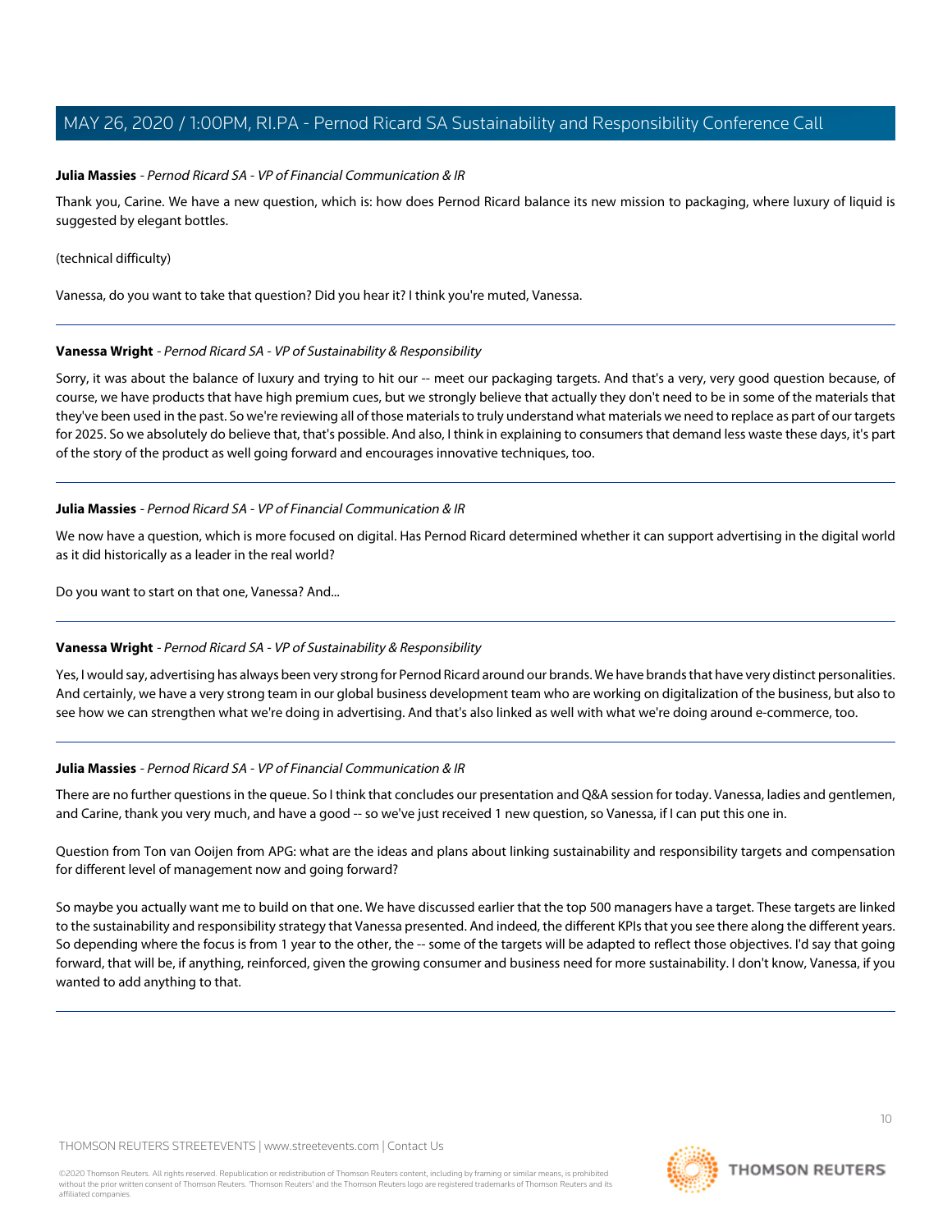**Julia Massies** - *Pernod Ricard SA - VP of Financial Communication & IR*

Thank you, Carine. We have a new question, which is: how does Pernod Ricard balance its new mission to packaging, where luxury of liquid is suggested by elegant bottles.

(technical difficulty)

Vanessa, do you want to take that question? Did you hear it? I think you're muted, Vanessa.

---

**Vanessa Wright** - *Pernod Ricard SA - VP of Sustainability & Responsibility*

Sorry, it was about the balance of luxury and trying to hit our -- meet our packaging targets. And that's a very, very good question because, of course, we have products that have high premium cues, but we strongly believe that actually they don't need to be in some of the materials that they've been used in the past. So we're reviewing all of those materials to truly understand what materials we need to replace as part of our targets for 2025. So we absolutely do believe that, that's possible. And also, I think in explaining to consumers that demand less waste these days, it's part of the story of the product as well going forward and encourages innovative techniques, too.

---

**Julia Massies** - *Pernod Ricard SA - VP of Financial Communication & IR*

We now have a question, which is more focused on digital. Has Pernod Ricard determined whether it can support advertising in the digital world as it did historically as a leader in the real world?

Do you want to start on that one, Vanessa? And...

---

**Vanessa Wright** - *Pernod Ricard SA - VP of Sustainability & Responsibility*

Yes, I would say, advertising has always been very strong for Pernod Ricard around our brands. We have brands that have very distinct personalities. And certainly, we have a very strong team in our global business development team who are working on digitalization of the business, but also to see how we can strengthen what we're doing in advertising. And that's also linked as well with what we're doing around e-commerce, too.

---

**Julia Massies** - *Pernod Ricard SA - VP of Financial Communication & IR*

There are no further questions in the queue. So I think that concludes our presentation and Q&A session for today. Vanessa, ladies and gentlemen, and Carine, thank you very much, and have a good -- so we've just received 1 new question, so Vanessa, if I can put this one in.

Question from Ton van Ooijen from APG: what are the ideas and plans about linking sustainability and responsibility targets and compensation for different level of management now and going forward?

So maybe you actually want me to build on that one. We have discussed earlier that the top 500 managers have a target. These targets are linked to the sustainability and responsibility strategy that Vanessa presented. And indeed, the different KPIs that you see there along the different years. So depending where the focus is from 1 year to the other, the -- some of the targets will be adapted to reflect those objectives. I'd say that going forward, that will be, if anything, reinforced, given the growing consumer and business need for more sustainability. I don't know, Vanessa, if you wanted to add anything to that.

---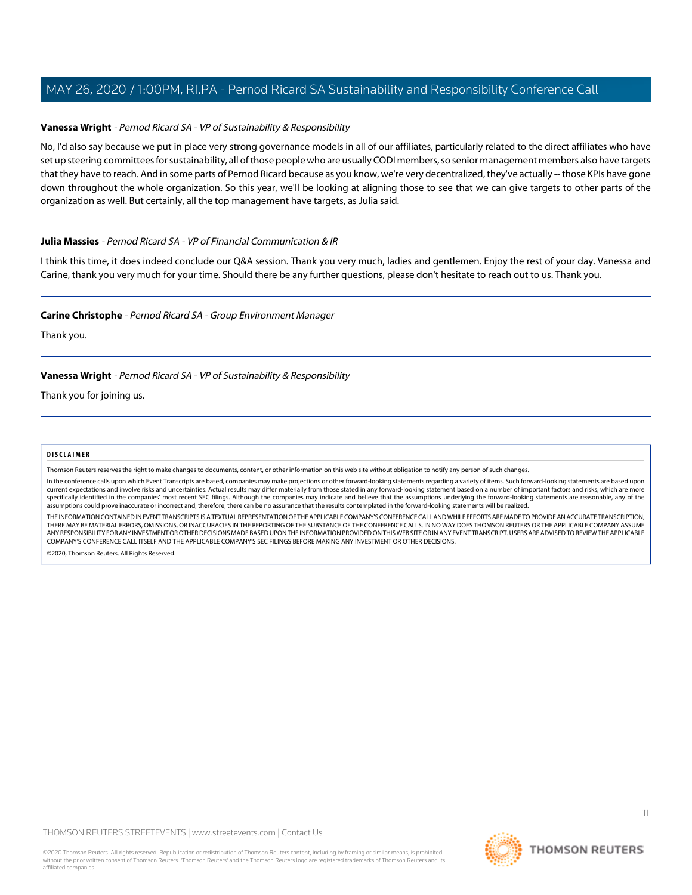**Vanessa Wright** - *Pernod Ricard SA - VP of Sustainability & Responsibility*

No, I'd also say because we put in place very strong governance models in all of our affiliates, particularly related to the direct affiliates who have set up steering committees for sustainability, all of those people who are usually CODI members, so senior management members also have targets that they have to reach. And in some parts of Pernod Ricard because as you know, we're very decentralized, they've actually -- those KPIs have gone down throughout the whole organization. So this year, we'll be looking at aligning those to see that we can give targets to other parts of the organization as well. But certainly, all the top management have targets, as Julia said.

---

**Julia Massies** - *Pernod Ricard SA - VP of Financial Communication & IR*

I think this time, it does indeed conclude our Q&A session. Thank you very much, ladies and gentlemen. Enjoy the rest of your day. Vanessa and Carine, thank you very much for your time. Should there be any further questions, please don't hesitate to reach out to us. Thank you.

---

**Carine Christophe** - *Pernod Ricard SA - Group Environment Manager*

Thank you.

---

**Vanessa Wright** - *Pernod Ricard SA - VP of Sustainability & Responsibility*

Thank you for joining us.

---

**DISCLAIMER**

Thomson Reuters reserves the right to make changes to documents, content, or other information on this web site without obligation to notify any person of such changes.

In the conference calls upon which Event Transcripts are based, companies may make projections or other forward-looking statements regarding a variety of items. Such forward-looking statements are based upon current expectations and involve risks and uncertainties. Actual results may differ materially from those stated in any forward-looking statement based on a number of important factors and risks, which are more specifically identified in the companies' most recent SEC filings. Although the companies may indicate and believe that the assumptions underlying the forward-looking statements are reasonable, any of the assumptions could prove inaccurate or incorrect and, therefore, there can be no assurance that the results contemplated in the forward-looking statements will be realized.

THE INFORMATION CONTAINED IN EVENT TRANSCRIPTS IS A TEXTUAL REPRESENTATION OF THE APPLICABLE COMPANY'S CONFERENCE CALL AND WHILE EFFORTS ARE MADE TO PROVIDE AN ACCURATE TRANSCRIPTION, THERE MAY BE MATERIAL ERRORS, OMISSIONS, OR INACCURACIES IN THE REPORTING OF THE SUBSTANCE OF THE CONFERENCE CALLS. IN NO WAY DOES THOMSON REUTERS OR THE APPLICABLE COMPANY ASSUME ANY RESPONSIBILITY FOR ANY INVESTMENT OR OTHER DECISIONS MADE BASED UPON THE INFORMATION PROVIDED ON THIS WEB SITE OR IN ANY EVENT TRANSCRIPT. USERS ARE ADVISED TO REVIEW THE APPLICABLE COMPANY'S CONFERENCE CALL ITSELF AND THE APPLICABLE COMPANY'S SEC FILINGS BEFORE MAKING ANY INVESTMENT OR OTHER DECISIONS.

©2020, Thomson Reuters. All Rights Reserved.